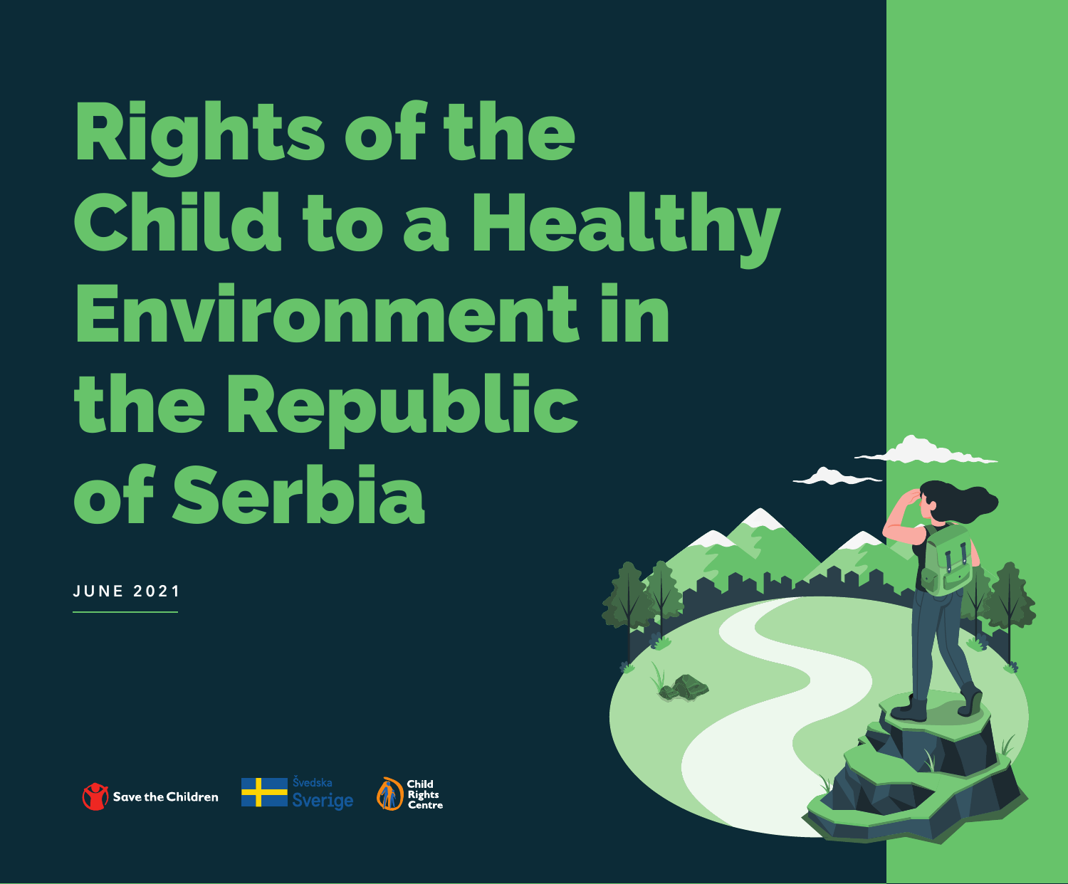# Rights of the Child to a Healthy Environment in the Republic of Serbia

JUNE 2021

Save the Children

Švedska Sverige

Child Rights Centre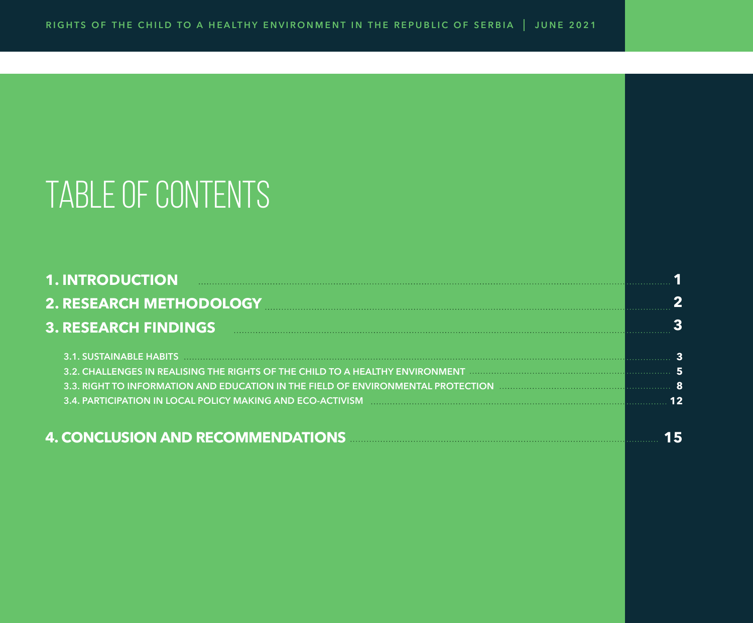# TABLE OF CONTENTS

**1. INTRODUCTION** ........ **1**

**2. RESEARCH METHODOLOGY** ........ **2**

**3. RESEARCH FINDINGS** ........ **3**

- 3.1. SUSTAINABLE HABITS ........ **3**
- 3.2. CHALLENGES IN REALISING THE RIGHTS OF THE CHILD TO A HEALTHY ENVIRONMENT ........ **5**
- 3.3. RIGHT TO INFORMATION AND EDUCATION IN THE FIELD OF ENVIRONMENTAL PROTECTION ........ **8**
- 3.4. PARTICIPATION IN LOCAL POLICY MAKING AND ECO-ACTIVISM ........ **12**

**4. CONCLUSION AND RECOMMENDATIONS** ........ **15**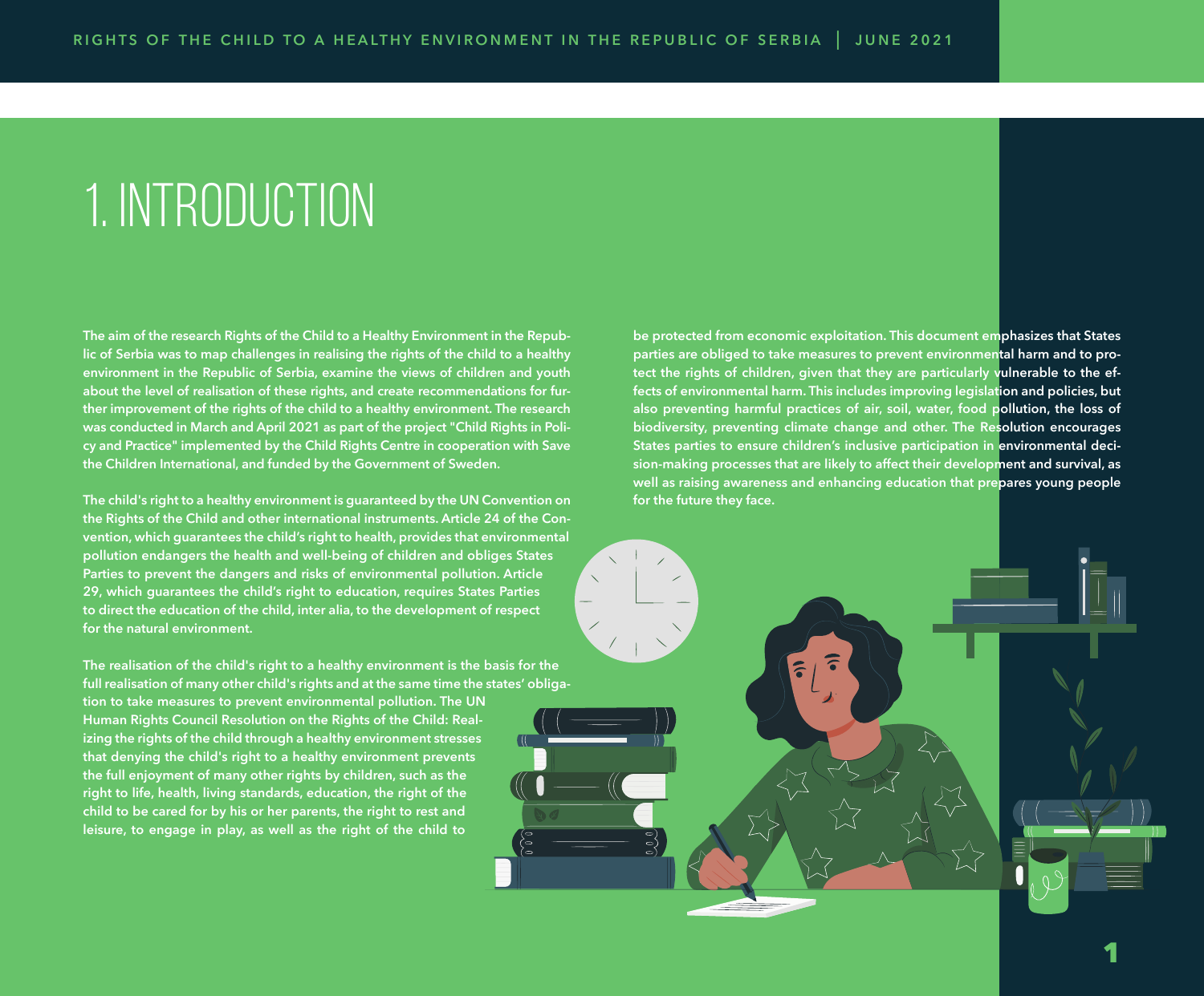# 1. INTRODUCTION

The aim of the research Rights of the Child to a Healthy Environment in the Republic of Serbia was to map challenges in realising the rights of the child to a healthy environment in the Republic of Serbia, examine the views of children and youth about the level of realisation of these rights, and create recommendations for further improvement of the rights of the child to a healthy environment. The research was conducted in March and April 2021 as part of the project "Child Rights in Policy and Practice" implemented by the Child Rights Centre in cooperation with Save the Children International, and funded by the Government of Sweden.

The child's right to a healthy environment is guaranteed by the UN Convention on the Rights of the Child and other international instruments. Article 24 of the Convention, which guarantees the child's right to health, provides that environmental pollution endangers the health and well-being of children and obliges States Parties to prevent the dangers and risks of environmental pollution. Article 29, which guarantees the child's right to education, requires States Parties to direct the education of the child, inter alia, to the development of respect for the natural environment.

The realisation of the child's right to a healthy environment is the basis for the full realisation of many other child's rights and at the same time the states' obligation to take measures to prevent environmental pollution. The UN Human Rights Council Resolution on the Rights of the Child: Realizing the rights of the child through a healthy environment stresses that denying the child's right to a healthy environment prevents the full enjoyment of many other rights by children, such as the right to life, health, living standards, education, the right of the child to be cared for by his or her parents, the right to rest and leisure, to engage in play, as well as the right of the child to be protected from economic exploitation. This document emphasizes that States parties are obliged to take measures to prevent environmental harm and to protect the rights of children, given that they are particularly vulnerable to the effects of environmental harm. This includes improving legislation and policies, but also preventing harmful practices of air, soil, water, food pollution, the loss of biodiversity, preventing climate change and other. The Resolution encourages States parties to ensure children's inclusive participation in environmental decision-making processes that are likely to affect their development and survival, as well as raising awareness and enhancing education that prepares young people for the future they face.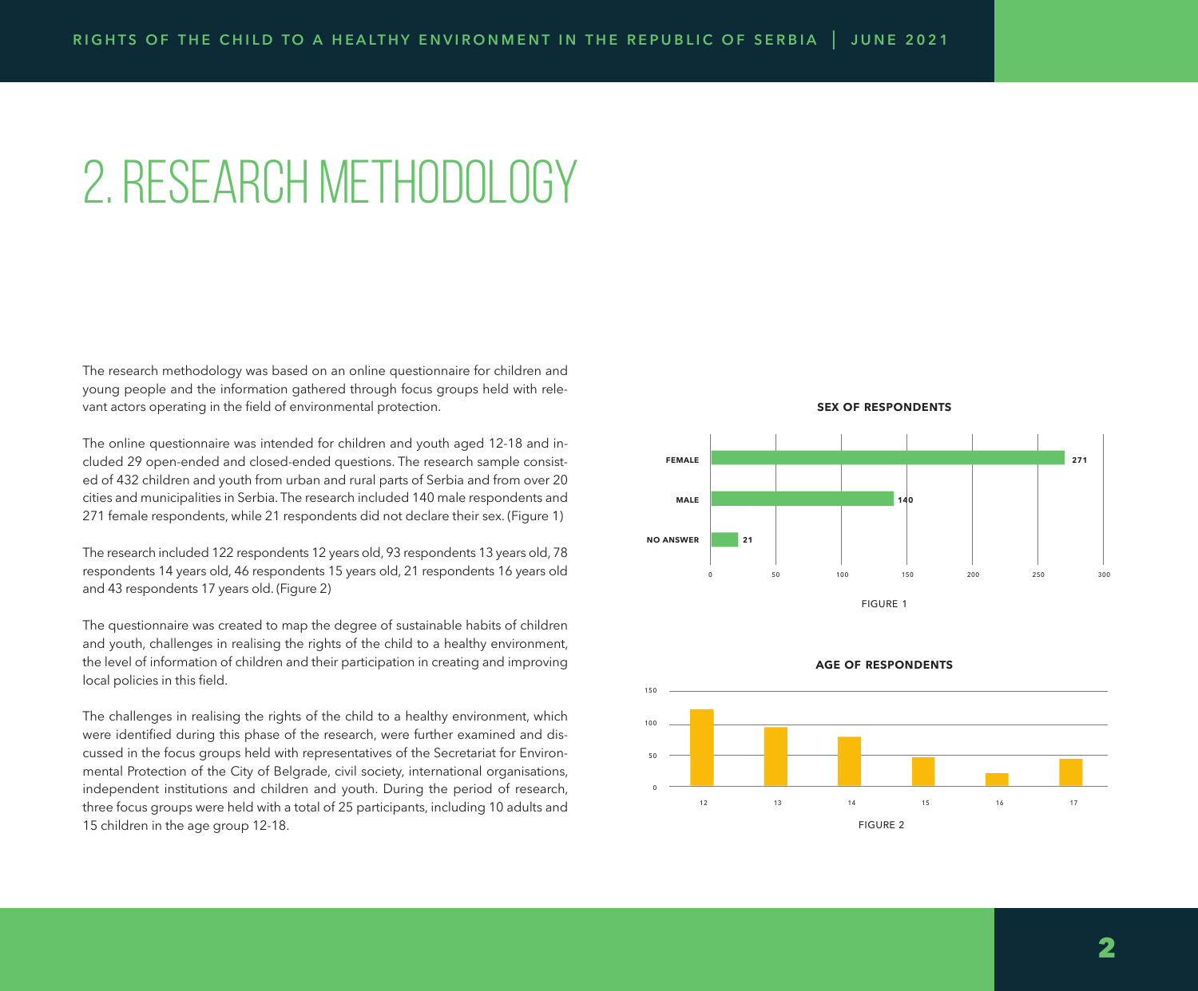# 2. RESEARCH METHODOLOGY

The research methodology was based on an online questionnaire for children and young people and the information gathered through focus groups held with relevant actors operating in the field of environmental protection.

The online questionnaire was intended for children and youth aged 12-18 and included 29 open-ended and closed-ended questions. The research sample consisted of 432 children and youth from urban and rural parts of Serbia and from over 20 cities and municipalities in Serbia. The research included 140 male respondents and 271 female respondents, while 21 respondents did not declare their sex. (Figure 1)

The research included 122 respondents 12 years old, 93 respondents 13 years old, 78 respondents 14 years old, 46 respondents 15 years old, 21 respondents 16 years old and 43 respondents 17 years old. (Figure 2)

The questionnaire was created to map the degree of sustainable habits of children and youth, challenges in realising the rights of the child to a healthy environment, the level of information of children and their participation in creating and improving local policies in this field.

The challenges in realising the rights of the child to a healthy environment, which were identified during this phase of the research, were further examined and discussed in the focus groups held with representatives of the Secretariat for Environmental Protection of the City of Belgrade, civil society, international organisations, independent institutions and children and youth. During the period of research, three focus groups were held with a total of 25 participants, including 10 adults and 15 children in the age group 12-18.

**SEX OF RESPONDENTS**

| Sex | Respondents |
|---|---|
| FEMALE | 271 |
| MALE | 140 |
| NO ANSWER | 21 |

FIGURE 1

**AGE OF RESPONDENTS**

| Age | Respondents |
|---|---|
| 12 | 122 |
| 13 | 93 |
| 14 | 78 |
| 15 | 46 |
| 16 | 21 |
| 17 | 43 |

FIGURE 2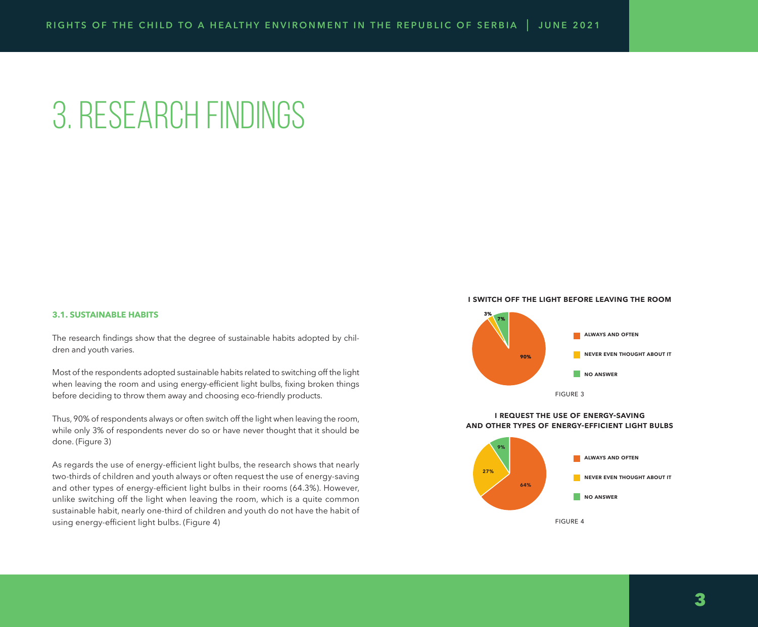# 3. RESEARCH FINDINGS

### 3.1. SUSTAINABLE HABITS

The research findings show that the degree of sustainable habits adopted by children and youth varies.

Most of the respondents adopted sustainable habits related to switching off the light when leaving the room and using energy-efficient light bulbs, fixing broken things before deciding to throw them away and choosing eco-friendly products.

Thus, 90% of respondents always or often switch off the light when leaving the room, while only 3% of respondents never do so or have never thought that it should be done. (Figure 3)

As regards the use of energy-efficient light bulbs, the research shows that nearly two-thirds of children and youth always or often request the use of energy-saving and other types of energy-efficient light bulbs in their rooms (64.3%). However, unlike switching off the light when leaving the room, which is a quite common sustainable habit, nearly one-third of children and youth do not have the habit of using energy-efficient light bulbs. (Figure 4)

**I SWITCH OFF THE LIGHT BEFORE LEAVING THE ROOM**

| Response | Share |
|---|---|
| ALWAYS AND OFTEN | 90% |
| NEVER EVEN THOUGHT ABOUT IT | 3% |
| NO ANSWER | 7% |

FIGURE 3

**I REQUEST THE USE OF ENERGY-SAVING AND OTHER TYPES OF ENERGY-EFFICIENT LIGHT BULBS**

| Response | Share |
|---|---|
| ALWAYS AND OFTEN | 64% |
| NEVER EVEN THOUGHT ABOUT IT | 27% |
| NO ANSWER | 9% |

FIGURE 4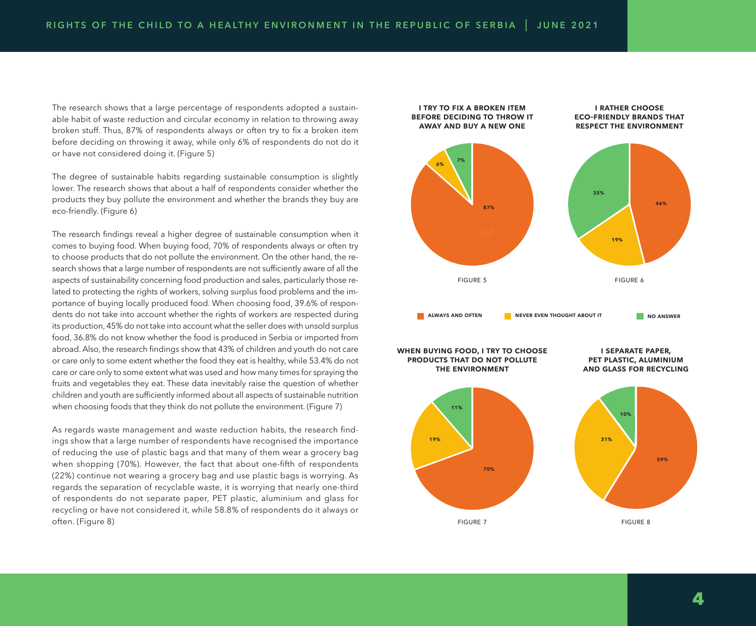The research shows that a large percentage of respondents adopted a sustainable habit of waste reduction and circular economy in relation to throwing away broken stuff. Thus, 87% of respondents always or often try to fix a broken item before deciding on throwing it away, while only 6% of respondents do not do it or have not considered doing it. (Figure 5)

The degree of sustainable habits regarding sustainable consumption is slightly lower. The research shows that about a half of respondents consider whether the products they buy pollute the environment and whether the brands they buy are eco-friendly. (Figure 6)

The research findings reveal a higher degree of sustainable consumption when it comes to buying food. When buying food, 70% of respondents always or often try to choose products that do not pollute the environment. On the other hand, the research shows that a large number of respondents are not sufficiently aware of all the aspects of sustainability concerning food production and sales, particularly those related to protecting the rights of workers, solving surplus food problems and the importance of buying locally produced food. When choosing food, 39.6% of respondents do not take into account whether the rights of workers are respected during its production, 45% do not take into account what the seller does with unsold surplus food, 36.8% do not know whether the food is produced in Serbia or imported from abroad. Also, the research findings show that 43% of children and youth do not care or care only to some extent whether the food they eat is healthy, while 53.4% do not care or care only to some extent what was used and how many times for spraying the fruits and vegetables they eat. These data inevitably raise the question of whether children and youth are sufficiently informed about all aspects of sustainable nutrition when choosing foods that they think do not pollute the environment. (Figure 7)

As regards waste management and waste reduction habits, the research findings show that a large number of respondents have recognised the importance of reducing the use of plastic bags and that many of them wear a grocery bag when shopping (70%). However, the fact that about one-fifth of respondents (22%) continue not wearing a grocery bag and use plastic bags is worrying. As regards the separation of recyclable waste, it is worrying that nearly one-third of respondents do not separate paper, PET plastic, aluminium and glass for recycling or have not considered it, while 58.8% of respondents do it always or often. (Figure 8)

**I TRY TO FIX A BROKEN ITEM BEFORE DECIDING TO THROW IT AWAY AND BUY A NEW ONE**

| Response | % |
|---|---|
| Always and often | 87% |
| Never even thought about it | 6% |
| No answer | 7% |

FIGURE 5

**I RATHER CHOOSE ECO-FRIENDLY BRANDS THAT RESPECT THE ENVIRONMENT**

| Response | % |
|---|---|
| Always and often | 46% |
| Never even thought about it | 19% |
| No answer | 35% |

FIGURE 6

**WHEN BUYING FOOD, I TRY TO CHOOSE PRODUCTS THAT DO NOT POLLUTE THE ENVIRONMENT**

| Response | % |
|---|---|
| Always and often | 70% |
| Never even thought about it | 19% |
| No answer | 11% |

FIGURE 7

**I SEPARATE PAPER, PET PLASTIC, ALUMINIUM AND GLASS FOR RECYCLING**

| Response | % |
|---|---|
| Always and often | 59% |
| Never even thought about it | 31% |
| No answer | 10% |

FIGURE 8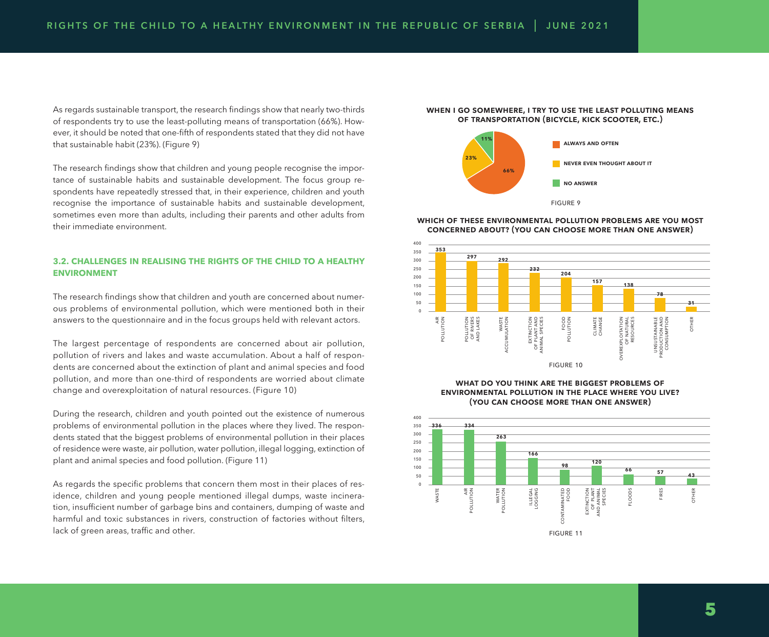As regards sustainable transport, the research findings show that nearly two-thirds of respondents try to use the least-polluting means of transportation (66%). However, it should be noted that one-fifth of respondents stated that they did not have that sustainable habit (23%). (Figure 9)

The research findings show that children and young people recognise the importance of sustainable habits and sustainable development. The focus group respondents have repeatedly stressed that, in their experience, children and youth recognise the importance of sustainable habits and sustainable development, sometimes even more than adults, including their parents and other adults from their immediate environment.

### 3.2. CHALLENGES IN REALISING THE RIGHTS OF THE CHILD TO A HEALTHY ENVIRONMENT

The research findings show that children and youth are concerned about numerous problems of environmental pollution, which were mentioned both in their answers to the questionnaire and in the focus groups held with relevant actors.

The largest percentage of respondents are concerned about air pollution, pollution of rivers and lakes and waste accumulation. About a half of respondents are concerned about the extinction of plant and animal species and food pollution, and more than one-third of respondents are worried about climate change and overexploitation of natural resources. (Figure 10)

During the research, children and youth pointed out the existence of numerous problems of environmental pollution in the places where they lived. The respondents stated that the biggest problems of environmental pollution in their places of residence were waste, air pollution, water pollution, illegal logging, extinction of plant and animal species and food pollution. (Figure 11)

As regards the specific problems that concern them most in their places of residence, children and young people mentioned illegal dumps, waste incineration, insufficient number of garbage bins and containers, dumping of waste and harmful and toxic substances in rivers, construction of factories without filters, lack of green areas, traffic and other.

**WHEN I GO SOMEWHERE, I TRY TO USE THE LEAST POLLUTING MEANS OF TRANSPORTATION (BICYCLE, KICK SCOOTER, ETC.)**

| Answer | % |
|---|---|
| ALWAYS AND OFTEN | 66% |
| NEVER EVEN THOUGHT ABOUT IT | 23% |
| NO ANSWER | 11% |

FIGURE 9

**WHICH OF THESE ENVIRONMENTAL POLLUTION PROBLEMS ARE YOU MOST CONCERNED ABOUT? (YOU CAN CHOOSE MORE THAN ONE ANSWER)**

| Problem | Number |
|---|---|
| AIR POLLUTION | 353 |
| POLLUTION OF RIVERS AND LAKES | 297 |
| WASTE ACCUMULATION | 292 |
| EXTINCTION OF PLANT AND ANIMAL SPECIES | 232 |
| FOOD POLLUTION | 204 |
| CLIMATE CHANGE | 157 |
| OVEREXPLOITATION OF NATURAL RESOURCES | 138 |
| UNSUSTAINABLE PRODUCTION AND CONSUMPTION | 78 |
| OTHER | 31 |

FIGURE 10

**WHAT DO YOU THINK ARE THE BIGGEST PROBLEMS OF ENVIRONMENTAL POLLUTION IN THE PLACE WHERE YOU LIVE? (YOU CAN CHOOSE MORE THAN ONE ANSWER)**

| Problem | Number |
|---|---|
| WASTE | 336 |
| AIR POLLUTION | 334 |
| WATER POLLUTION | 263 |
| ILLEGAL LOGGING | 166 |
| CONTAMINATED FOOD | 98 |
| EXTINCTION OF PLANT AND ANIMAL SPECIES | 120 |
| FLOODS | 66 |
| FIRES | 57 |
| OTHER | 43 |

FIGURE 11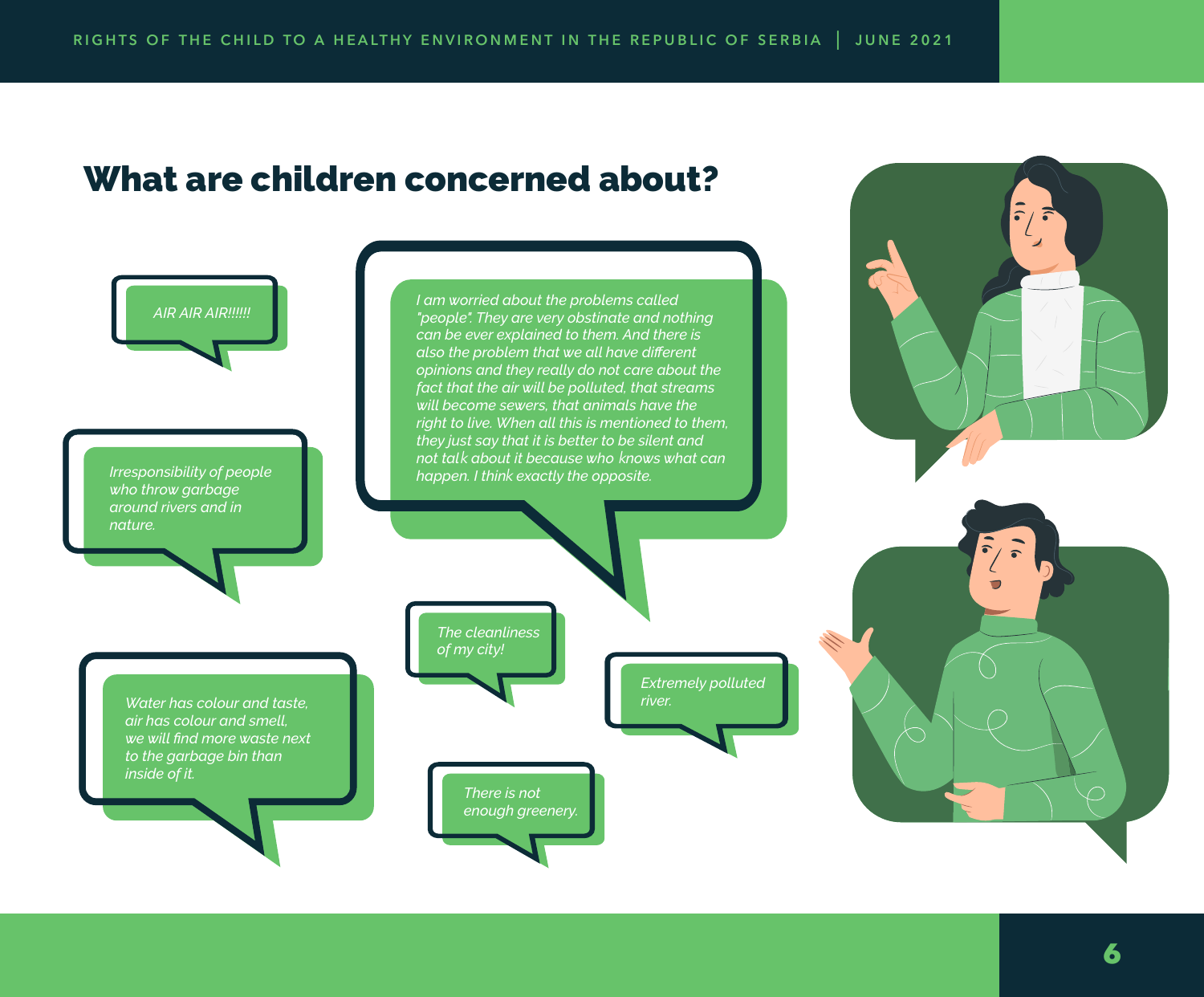# What are children concerned about?

*AIR AIR AIR!!!!!!*

*Irresponsibility of people who throw garbage around rivers and in nature.*

*I am worried about the problems called "people". They are very obstinate and nothing can be ever explained to them. And there is also the problem that we all have different opinions and they really do not care about the fact that the air will be polluted, that streams will become sewers, that animals have the right to live. When all this is mentioned to them, they just say that it is better to be silent and not talk about it because who knows what can happen. I think exactly the opposite.*

*Water has colour and taste, air has colour and smell, we will find more waste next to the garbage bin than inside of it.*

*The cleanliness of my city!*

*Extremely polluted river.*

*There is not enough greenery.*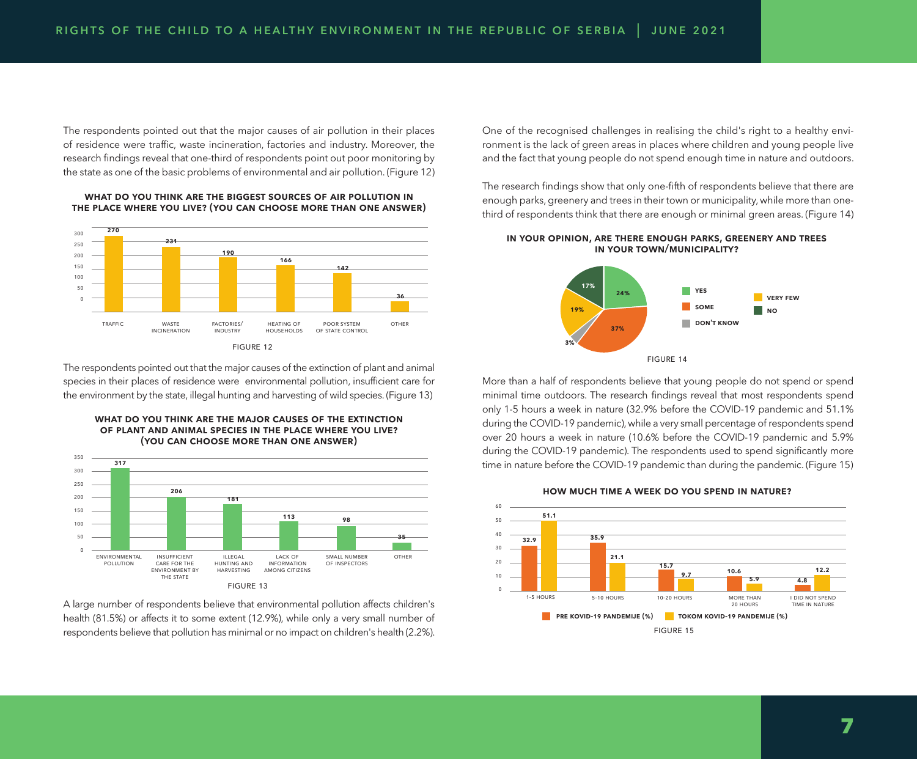The respondents pointed out that the major causes of air pollution in their places of residence were traffic, waste incineration, factories and industry. Moreover, the research findings reveal that one-third of respondents point out poor monitoring by the state as one of the basic problems of environmental and air pollution. (Figure 12)

**WHAT DO YOU THINK ARE THE BIGGEST SOURCES OF AIR POLLUTION IN THE PLACE WHERE YOU LIVE? (YOU CAN CHOOSE MORE THAN ONE ANSWER)**

| Source | Number |
|---|---|
| TRAFFIC | 270 |
| WASTE INCINERATION | 231 |
| FACTORIES/ INDUSTRY | 190 |
| HEATING OF HOUSEHOLDS | 166 |
| POOR SYSTEM OF STATE CONTROL | 142 |
| OTHER | 36 |

FIGURE 12

The respondents pointed out that the major causes of the extinction of plant and animal species in their places of residence were environmental pollution, insufficient care for the environment by the state, illegal hunting and harvesting of wild species. (Figure 13)

**WHAT DO YOU THINK ARE THE MAJOR CAUSES OF THE EXTINCTION OF PLANT AND ANIMAL SPECIES IN THE PLACE WHERE YOU LIVE? (YOU CAN CHOOSE MORE THAN ONE ANSWER)**

| Cause | Number |
|---|---|
| ENVIRONMENTAL POLLUTION | 317 |
| INSUFFICIENT CARE FOR THE ENVIRONMENT BY THE STATE | 206 |
| ILLEGAL HUNTING AND HARVESTING | 181 |
| LACK OF INFORMATION AMONG CITIZENS | 113 |
| SMALL NUMBER OF INSPECTORS | 98 |
| OTHER | 35 |

FIGURE 13

A large number of respondents believe that environmental pollution affects children's health (81.5%) or affects it to some extent (12.9%), while only a very small number of respondents believe that pollution has minimal or no impact on children's health (2.2%).

One of the recognised challenges in realising the child's right to a healthy environment is the lack of green areas in places where children and young people live and the fact that young people do not spend enough time in nature and outdoors.

The research findings show that only one-fifth of respondents believe that there are enough parks, greenery and trees in their town or municipality, while more than one-third of respondents think that there are enough or minimal green areas. (Figure 14)

**IN YOUR OPINION, ARE THERE ENOUGH PARKS, GREENERY AND TREES IN YOUR TOWN/MUNICIPALITY?**

| Answer | % |
|---|---|
| YES | 24% |
| SOME | 37% |
| DON'T KNOW | 3% |
| VERY FEW | 19% |
| NO | 17% |

FIGURE 14

More than a half of respondents believe that young people do not spend or spend minimal time outdoors. The research findings reveal that most respondents spend only 1-5 hours a week in nature (32.9% before the COVID-19 pandemic and 51.1% during the COVID-19 pandemic), while a very small percentage of respondents spend over 20 hours a week in nature (10.6% before the COVID-19 pandemic and 5.9% during the COVID-19 pandemic). The respondents used to spend significantly more time in nature before the COVID-19 pandemic than during the pandemic. (Figure 15)

**HOW MUCH TIME A WEEK DO YOU SPEND IN NATURE?**

| | PRE KOVID-19 PANDEMIJE (%) | TOKOM KOVID-19 PANDEMIJE (%) |
|---|---|---|
| 1-5 HOURS | 32.9 | 51.1 |
| 5-10 HOURS | 35.9 | 21.1 |
| 10-20 HOURS | 15.7 | 9.7 |
| MORE THAN 20 HOURS | 10.6 | 5.9 |
| I DID NOT SPEND TIME IN NATURE | 4.8 | 12.2 |

FIGURE 15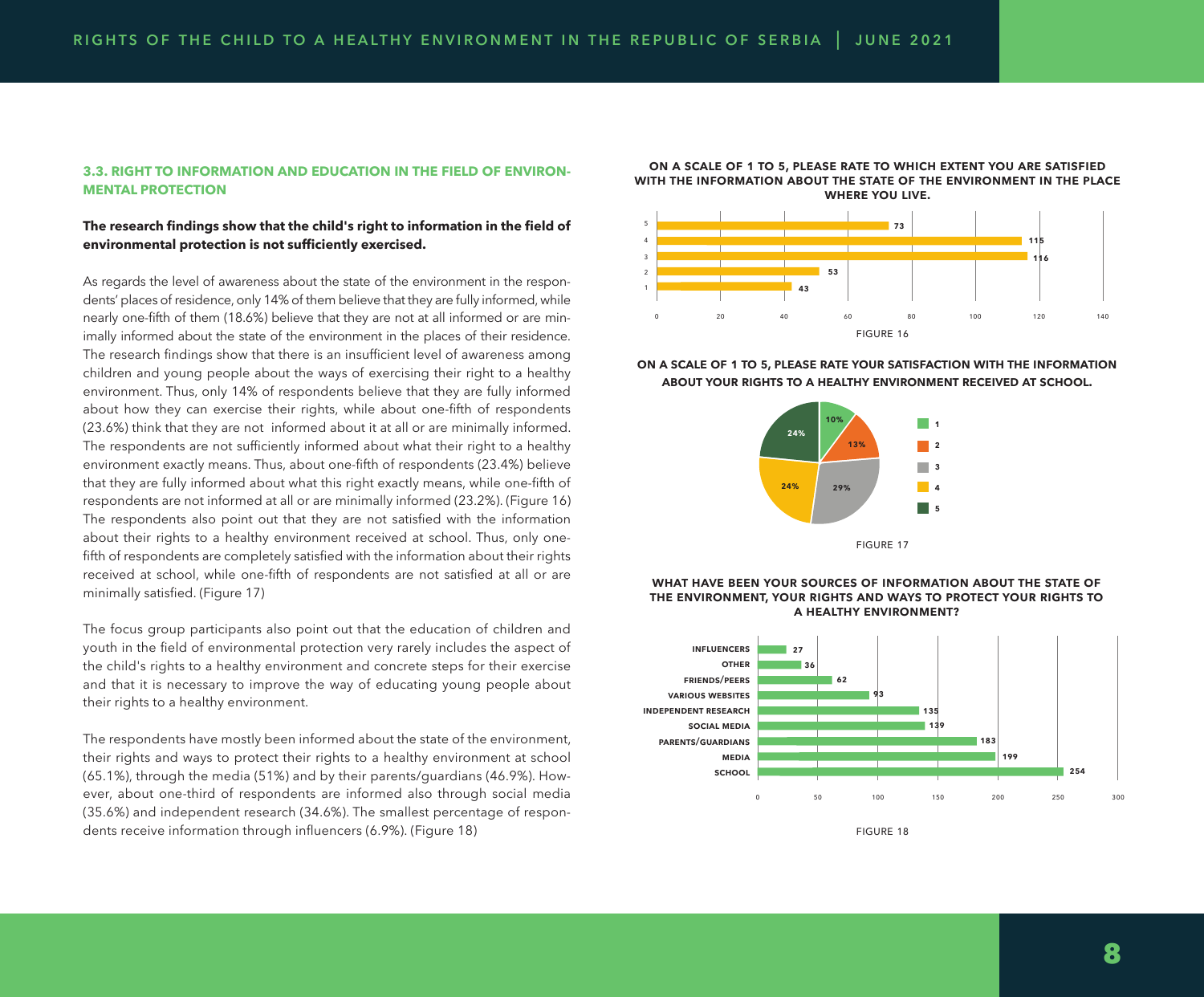### 3.3. RIGHT TO INFORMATION AND EDUCATION IN THE FIELD OF ENVIRONMENTAL PROTECTION

**The research findings show that the child's right to information in the field of environmental protection is not sufficiently exercised.**

As regards the level of awareness about the state of the environment in the respondents' places of residence, only 14% of them believe that they are fully informed, while nearly one-fifth of them (18.6%) believe that they are not at all informed or are minimally informed about the state of the environment in the places of their residence. The research findings show that there is an insufficient level of awareness among children and young people about the ways of exercising their right to a healthy environment. Thus, only 14% of respondents believe that they are fully informed about how they can exercise their rights, while about one-fifth of respondents (23.6%) think that they are not informed about it at all or are minimally informed. The respondents are not sufficiently informed about what their right to a healthy environment exactly means. Thus, about one-fifth of respondents (23.4%) believe that they are fully informed about what this right exactly means, while one-fifth of respondents are not informed at all or are minimally informed (23.2%). (Figure 16) The respondents also point out that they are not satisfied with the information about their rights to a healthy environment received at school. Thus, only one-fifth of respondents are completely satisfied with the information about their rights received at school, while one-fifth of respondents are not satisfied at all or are minimally satisfied. (Figure 17)

The focus group participants also point out that the education of children and youth in the field of environmental protection very rarely includes the aspect of the child's rights to a healthy environment and concrete steps for their exercise and that it is necessary to improve the way of educating young people about their rights to a healthy environment.

The respondents have mostly been informed about the state of the environment, their rights and ways to protect their rights to a healthy environment at school (65.1%), through the media (51%) and by their parents/guardians (46.9%). However, about one-third of respondents are informed also through social media (35.6%) and independent research (34.6%). The smallest percentage of respondents receive information through influencers (6.9%). (Figure 18)

**ON A SCALE OF 1 TO 5, PLEASE RATE TO WHICH EXTENT YOU ARE SATISFIED WITH THE INFORMATION ABOUT THE STATE OF THE ENVIRONMENT IN THE PLACE WHERE YOU LIVE.**

| Rating | Number |
|---|---|
| 5 | 73 |
| 4 | 115 |
| 3 | 116 |
| 2 | 53 |
| 1 | 43 |

FIGURE 16

**ON A SCALE OF 1 TO 5, PLEASE RATE YOUR SATISFACTION WITH THE INFORMATION ABOUT YOUR RIGHTS TO A HEALTHY ENVIRONMENT RECEIVED AT SCHOOL.**

| Rating | Percentage |
|---|---|
| 1 | 10% |
| 2 | 13% |
| 3 | 29% |
| 4 | 24% |
| 5 | 24% |

FIGURE 17

**WHAT HAVE BEEN YOUR SOURCES OF INFORMATION ABOUT THE STATE OF THE ENVIRONMENT, YOUR RIGHTS AND WAYS TO PROTECT YOUR RIGHTS TO A HEALTHY ENVIRONMENT?**

| Source | Number |
|---|---|
| INFLUENCERS | 27 |
| OTHER | 36 |
| FRIENDS/PEERS | 62 |
| VARIOUS WEBSITES | 93 |
| INDEPENDENT RESEARCH | 135 |
| SOCIAL MEDIA | 139 |
| PARENTS/GUARDIANS | 183 |
| MEDIA | 199 |
| SCHOOL | 254 |

FIGURE 18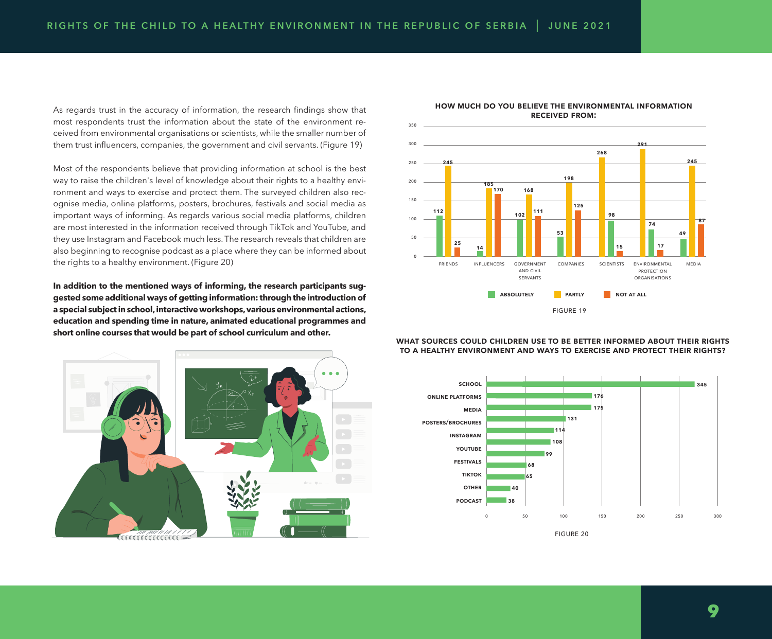As regards trust in the accuracy of information, the research findings show that most respondents trust the information about the state of the environment received from environmental organisations or scientists, while the smaller number of them trust influencers, companies, the government and civil servants. (Figure 19)

Most of the respondents believe that providing information at school is the best way to raise the children's level of knowledge about their rights to a healthy environment and ways to exercise and protect them. The surveyed children also recognise media, online platforms, posters, brochures, festivals and social media as important ways of informing. As regards various social media platforms, children are most interested in the information received through TikTok and YouTube, and they use Instagram and Facebook much less. The research reveals that children are also beginning to recognise podcast as a place where they can be informed about the rights to a healthy environment. (Figure 20)

**In addition to the mentioned ways of informing, the research participants suggested some additional ways of getting information: through the introduction of a special subject in school, interactive workshops, various environmental actions, education and spending time in nature, animated educational programmes and short online courses that would be part of school curriculum and other.**

**HOW MUCH DO YOU BELIEVE THE ENVIRONMENTAL INFORMATION RECEIVED FROM:**

| | Absolutely | Partly | Not at all |
|---|---|---|---|
| Friends | 112 | 245 | 25 |
| Influencers | 14 | 185 | 170 |
| Government and civil servants | 102 | 168 | 111 |
| Companies | 53 | 198 | 125 |
| Scientists | 268 | 98 | 15 |
| Environmental protection organisations | 291 | 74 | 17 |
| Media | 49 | 245 | 87 |

FIGURE 19

**WHAT SOURCES COULD CHILDREN USE TO BE BETTER INFORMED ABOUT THEIR RIGHTS TO A HEALTHY ENVIRONMENT AND WAYS TO EXERCISE AND PROTECT THEIR RIGHTS?**

| Source | Number |
|---|---|
| School | 345 |
| Online platforms | 176 |
| Media | 175 |
| Posters/brochures | 131 |
| Instagram | 114 |
| YouTube | 108 |
| Festivals | 99 |
| TikTok | 68 |
| Other | 65 |
| Podcast | 40 |
| | 38 |

FIGURE 20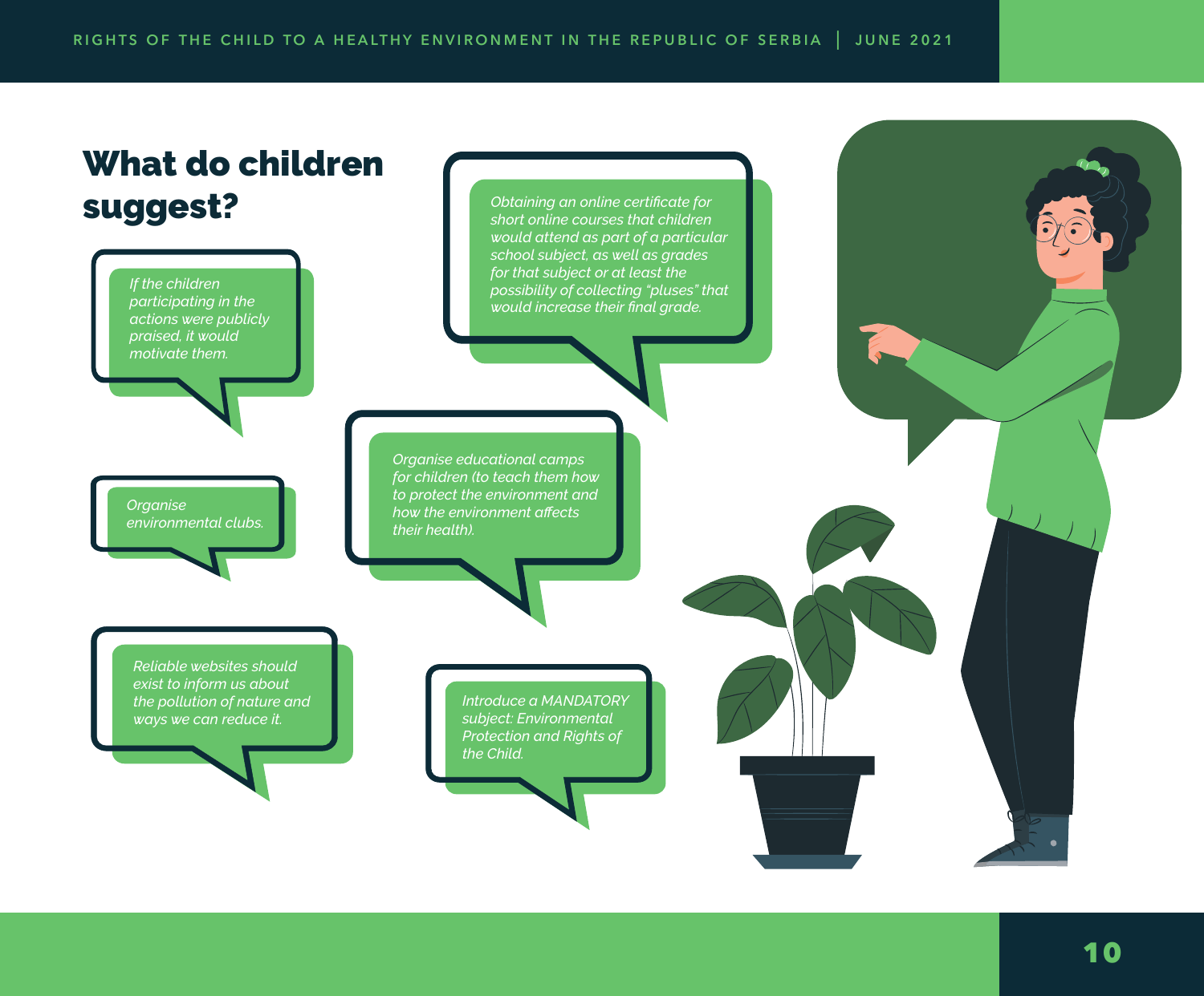# What do children suggest?

*If the children participating in the actions were publicly praised, it would motivate them.*

*Obtaining an online certificate for short online courses that children would attend as part of a particular school subject, as well as grades for that subject or at least the possibility of collecting "pluses" that would increase their final grade.*

*Organise environmental clubs.*

*Organise educational camps for children (to teach them how to protect the environment and how the environment affects their health).*

*Reliable websites should exist to inform us about the pollution of nature and ways we can reduce it.*

*Introduce a MANDATORY subject: Environmental Protection and Rights of the Child.*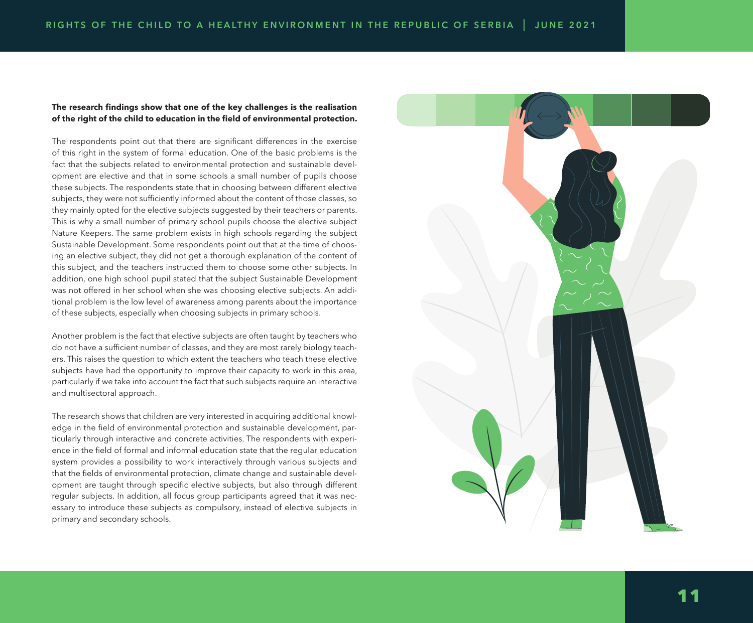**The research findings show that one of the key challenges is the realisation of the right of the child to education in the field of environmental protection.**

The respondents point out that there are significant differences in the exercise of this right in the system of formal education. One of the basic problems is the fact that the subjects related to environmental protection and sustainable development are elective and that in some schools a small number of pupils choose these subjects. The respondents state that in choosing between different elective subjects, they were not sufficiently informed about the content of those classes, so they mainly opted for the elective subjects suggested by their teachers or parents. This is why a small number of primary school pupils choose the elective subject Nature Keepers. The same problem exists in high schools regarding the subject Sustainable Development. Some respondents point out that at the time of choosing an elective subject, they did not get a thorough explanation of the content of this subject, and the teachers instructed them to choose some other subjects. In addition, one high school pupil stated that the subject Sustainable Development was not offered in her school when she was choosing elective subjects. An additional problem is the low level of awareness among parents about the importance of these subjects, especially when choosing subjects in primary schools.

Another problem is the fact that elective subjects are often taught by teachers who do not have a sufficient number of classes, and they are most rarely biology teachers. This raises the question to which extent the teachers who teach these elective subjects have had the opportunity to improve their capacity to work in this area, particularly if we take into account the fact that such subjects require an interactive and multisectoral approach.

The research shows that children are very interested in acquiring additional knowledge in the field of environmental protection and sustainable development, particularly through interactive and concrete activities. The respondents with experience in the field of formal and informal education state that the regular education system provides a possibility to work interactively through various subjects and that the fields of environmental protection, climate change and sustainable development are taught through specific elective subjects, but also through different regular subjects. In addition, all focus group participants agreed that it was necessary to introduce these subjects as compulsory, instead of elective subjects in primary and secondary schools.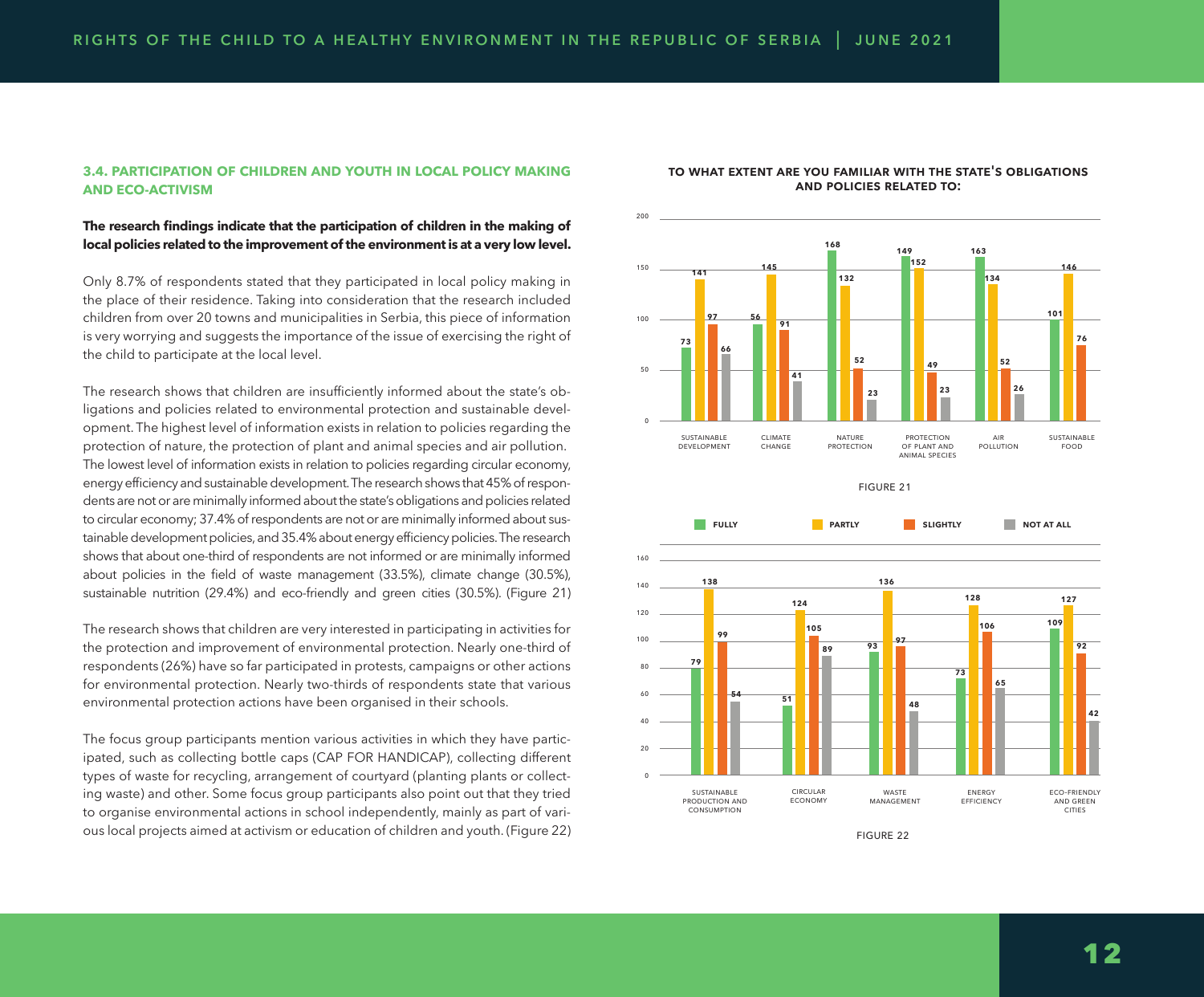### 3.4. PARTICIPATION OF CHILDREN AND YOUTH IN LOCAL POLICY MAKING AND ECO-ACTIVISM

**The research findings indicate that the participation of children in the making of local policies related to the improvement of the environment is at a very low level.**

Only 8.7% of respondents stated that they participated in local policy making in the place of their residence. Taking into consideration that the research included children from over 20 towns and municipalities in Serbia, this piece of information is very worrying and suggests the importance of the issue of exercising the right of the child to participate at the local level.

The research shows that children are insufficiently informed about the state's obligations and policies related to environmental protection and sustainable development. The highest level of information exists in relation to policies regarding the protection of nature, the protection of plant and animal species and air pollution. The lowest level of information exists in relation to policies regarding circular economy, energy efficiency and sustainable development. The research shows that 45% of respondents are not or are minimally informed about the state's obligations and policies related to circular economy; 37.4% of respondents are not or are minimally informed about sustainable development policies, and 35.4% about energy efficiency policies. The research shows that about one-third of respondents are not informed or are minimally informed about policies in the field of waste management (33.5%), climate change (30.5%), sustainable nutrition (29.4%) and eco-friendly and green cities (30.5%). (Figure 21)

The research shows that children are very interested in participating in activities for the protection and improvement of environmental protection. Nearly one-third of respondents (26%) have so far participated in protests, campaigns or other actions for environmental protection. Nearly two-thirds of respondents state that various environmental protection actions have been organised in their schools.

The focus group participants mention various activities in which they have participated, such as collecting bottle caps (CAP FOR HANDICAP), collecting different types of waste for recycling, arrangement of courtyard (planting plants or collecting waste) and other. Some focus group participants also point out that they tried to organise environmental actions in school independently, mainly as part of various local projects aimed at activism or education of children and youth. (Figure 22)

**TO WHAT EXTENT ARE YOU FAMILIAR WITH THE STATE'S OBLIGATIONS AND POLICIES RELATED TO:**

| | FULLY | PARTLY | SLIGHTLY | NOT AT ALL |
|---|---|---|---|---|
| SUSTAINABLE DEVELOPMENT | 73 | 141 | 97 | 66 |
| CLIMATE CHANGE | 56 | 145 | 91 | 41 |
| NATURE PROTECTION | 168 | 132 | 52 | 23 |
| PROTECTION OF PLANT AND ANIMAL SPECIES | 149 | 152 | 49 | 23 |
| AIR POLLUTION | 163 | 134 | 52 | 26 |
| SUSTAINABLE FOOD | 101 | 146 | 76 | |

FIGURE 21

| | FULLY | PARTLY | SLIGHTLY | NOT AT ALL |
|---|---|---|---|---|
| SUSTAINABLE PRODUCTION AND CONSUMPTION | 79 | 138 | 99 | 54 |
| CIRCULAR ECONOMY | 51 | 124 | 105 | 89 |
| WASTE MANAGEMENT | 93 | 136 | 97 | 48 |
| ENERGY EFFICIENCY | 73 | 128 | 106 | 65 |
| ECO-FRIENDLY AND GREEN CITIES | 109 | 127 | 92 | 42 |

FIGURE 22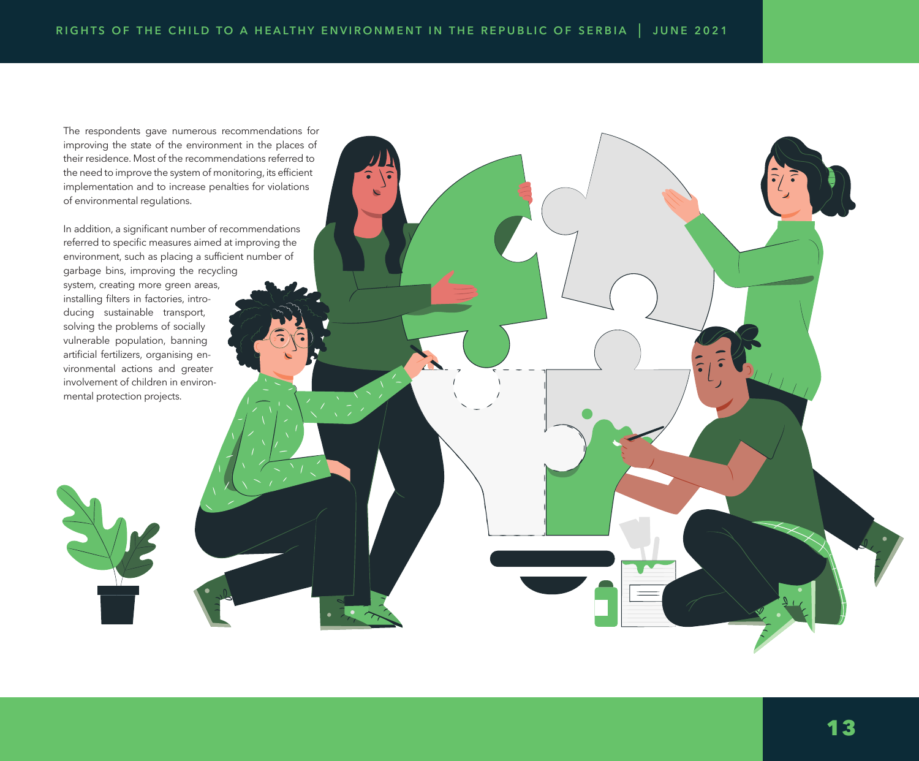The respondents gave numerous recommendations for improving the state of the environment in the places of their residence. Most of the recommendations referred to the need to improve the system of monitoring, its efficient implementation and to increase penalties for violations of environmental regulations.

In addition, a significant number of recommendations referred to specific measures aimed at improving the environment, such as placing a sufficient number of garbage bins, improving the recycling system, creating more green areas, installing filters in factories, introducing sustainable transport, solving the problems of socially vulnerable population, banning artificial fertilizers, organising environmental actions and greater involvement of children in environmental protection projects.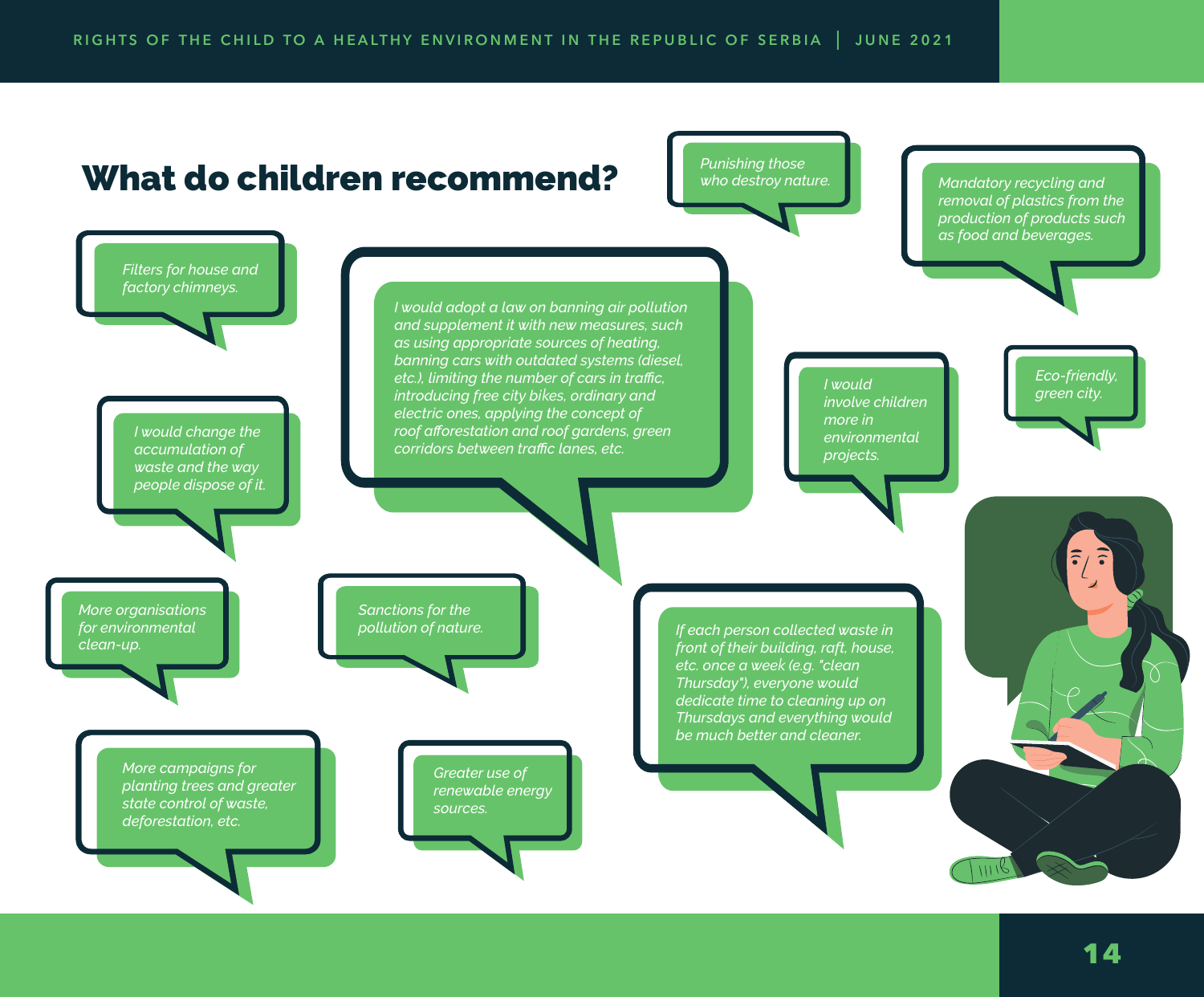# What do children recommend?

*Punishing those who destroy nature.*

*Mandatory recycling and removal of plastics from the production of products such as food and beverages.*

*Filters for house and factory chimneys.*

*I would adopt a law on banning air pollution and supplement it with new measures, such as using appropriate sources of heating, banning cars with outdated systems (diesel, etc.), limiting the number of cars in traffic, introducing free city bikes, ordinary and electric ones, applying the concept of roof afforestation and roof gardens, green corridors between traffic lanes, etc.*

*I would involve children more in environmental projects.*

*Eco-friendly, green city.*

*I would change the accumulation of waste and the way people dispose of it.*

*More organisations for environmental clean-up.*

*Sanctions for the pollution of nature.*

*If each person collected waste in front of their building, raft, house, etc. once a week (e.g. "clean Thursday"), everyone would dedicate time to cleaning up on Thursdays and everything would be much better and cleaner.*

*More campaigns for planting trees and greater state control of waste, deforestation, etc.*

*Greater use of renewable energy sources.*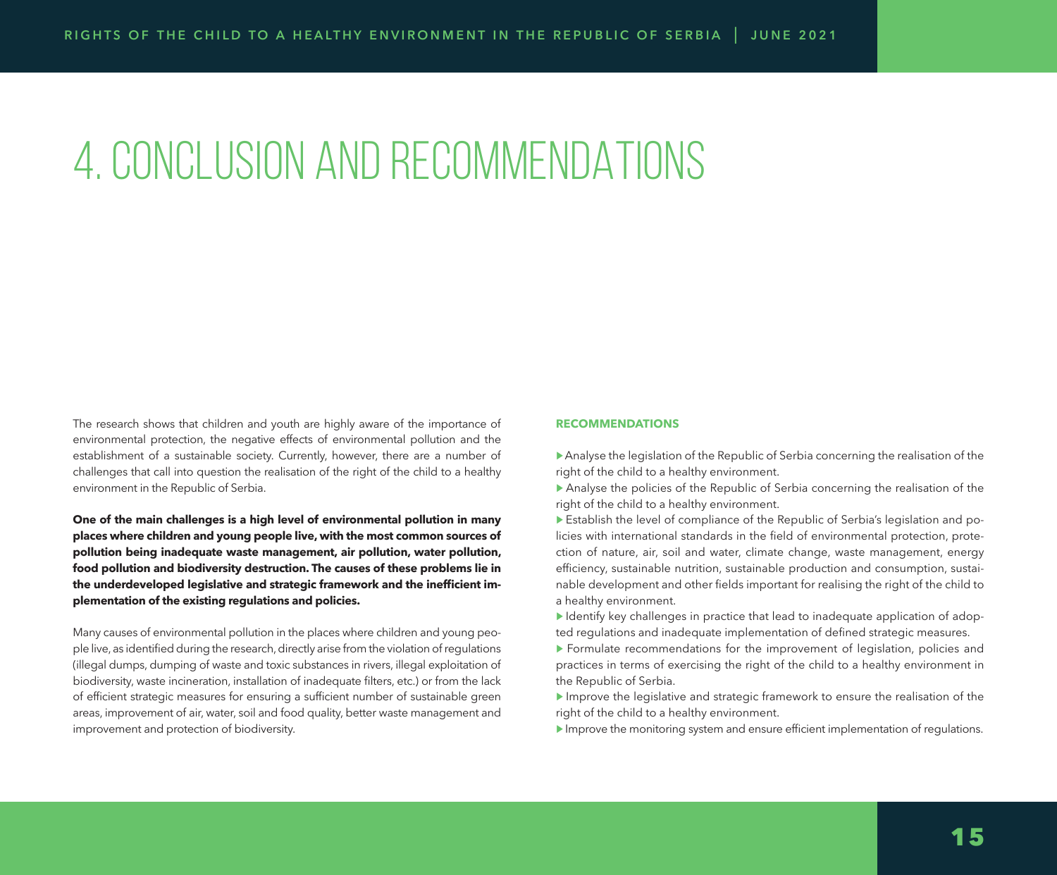# 4. CONCLUSION AND RECOMMENDATIONS

The research shows that children and youth are highly aware of the importance of environmental protection, the negative effects of environmental pollution and the establishment of a sustainable society. Currently, however, there are a number of challenges that call into question the realisation of the right of the child to a healthy environment in the Republic of Serbia.

**One of the main challenges is a high level of environmental pollution in many places where children and young people live, with the most common sources of pollution being inadequate waste management, air pollution, water pollution, food pollution and biodiversity destruction. The causes of these problems lie in the underdeveloped legislative and strategic framework and the inefficient implementation of the existing regulations and policies.**

Many causes of environmental pollution in the places where children and young people live, as identified during the research, directly arise from the violation of regulations (illegal dumps, dumping of waste and toxic substances in rivers, illegal exploitation of biodiversity, waste incineration, installation of inadequate filters, etc.) or from the lack of efficient strategic measures for ensuring a sufficient number of sustainable green areas, improvement of air, water, soil and food quality, better waste management and improvement and protection of biodiversity.

**RECOMMENDATIONS**

- Analyse the legislation of the Republic of Serbia concerning the realisation of the right of the child to a healthy environment.
- Analyse the policies of the Republic of Serbia concerning the realisation of the right of the child to a healthy environment.
- Establish the level of compliance of the Republic of Serbia's legislation and policies with international standards in the field of environmental protection, protection of nature, air, soil and water, climate change, waste management, energy efficiency, sustainable nutrition, sustainable production and consumption, sustainable development and other fields important for realising the right of the child to a healthy environment.
- Identify key challenges in practice that lead to inadequate application of adopted regulations and inadequate implementation of defined strategic measures.
- Formulate recommendations for the improvement of legislation, policies and practices in terms of exercising the right of the child to a healthy environment in the Republic of Serbia.
- Improve the legislative and strategic framework to ensure the realisation of the right of the child to a healthy environment.
- Improve the monitoring system and ensure efficient implementation of regulations.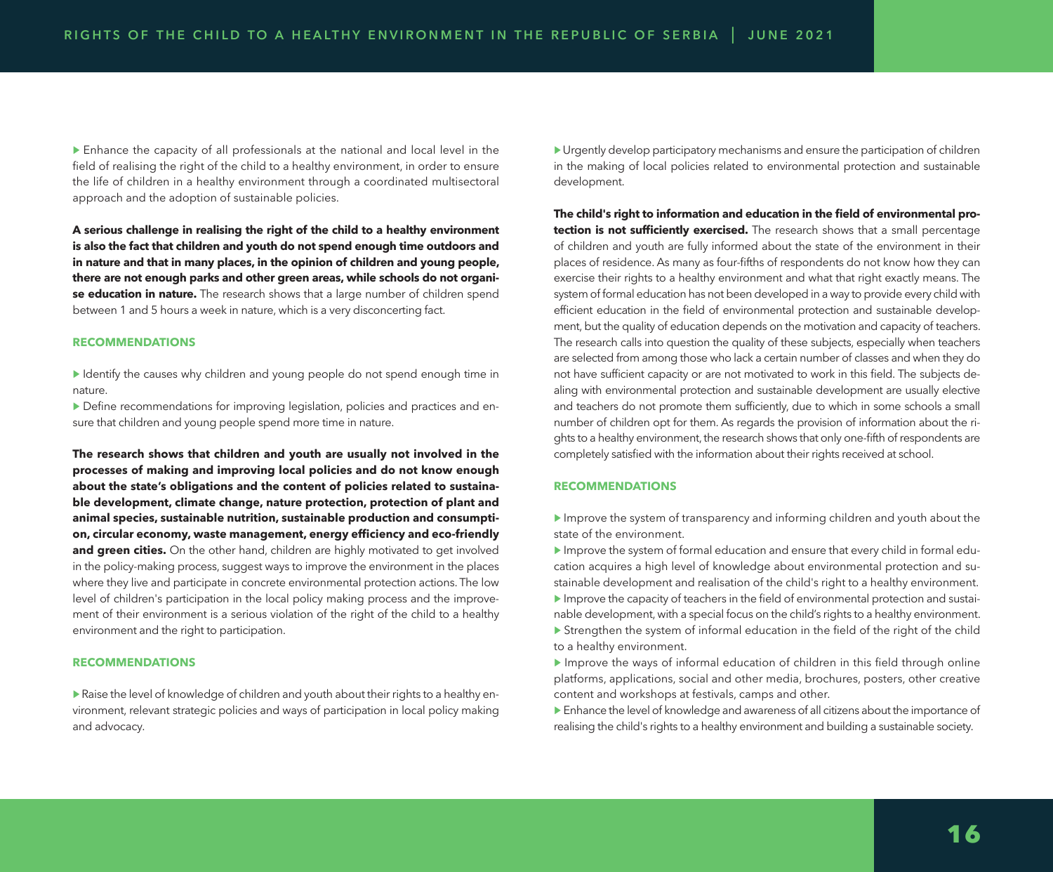- Enhance the capacity of all professionals at the national and local level in the field of realising the right of the child to a healthy environment, in order to ensure the life of children in a healthy environment through a coordinated multisectoral approach and the adoption of sustainable policies.

**A serious challenge in realising the right of the child to a healthy environment is also the fact that children and youth do not spend enough time outdoors and in nature and that in many places, in the opinion of children and young people, there are not enough parks and other green areas, while schools do not organise education in nature.** The research shows that a large number of children spend between 1 and 5 hours a week in nature, which is a very disconcerting fact.

#### RECOMMENDATIONS

- Identify the causes why children and young people do not spend enough time in nature.
- Define recommendations for improving legislation, policies and practices and ensure that children and young people spend more time in nature.

**The research shows that children and youth are usually not involved in the processes of making and improving local policies and do not know enough about the state's obligations and the content of policies related to sustainable development, climate change, nature protection, protection of plant and animal species, sustainable nutrition, sustainable production and consumption, circular economy, waste management, energy efficiency and eco-friendly and green cities.** On the other hand, children are highly motivated to get involved in the policy-making process, suggest ways to improve the environment in the places where they live and participate in concrete environmental protection actions. The low level of children's participation in the local policy making process and the improvement of their environment is a serious violation of the right of the child to a healthy environment and the right to participation.

#### RECOMMENDATIONS

- Raise the level of knowledge of children and youth about their rights to a healthy environment, relevant strategic policies and ways of participation in local policy making and advocacy.
- Urgently develop participatory mechanisms and ensure the participation of children in the making of local policies related to environmental protection and sustainable development.

**The child's right to information and education in the field of environmental protection is not sufficiently exercised.** The research shows that a small percentage of children and youth are fully informed about the state of the environment in their places of residence. As many as four-fifths of respondents do not know how they can exercise their rights to a healthy environment and what that right exactly means. The system of formal education has not been developed in a way to provide every child with efficient education in the field of environmental protection and sustainable development, but the quality of education depends on the motivation and capacity of teachers. The research calls into question the quality of these subjects, especially when teachers are selected from among those who lack a certain number of classes and when they do not have sufficient capacity or are not motivated to work in this field. The subjects dealing with environmental protection and sustainable development are usually elective and teachers do not promote them sufficiently, due to which in some schools a small number of children opt for them. As regards the provision of information about the rights to a healthy environment, the research shows that only one-fifth of respondents are completely satisfied with the information about their rights received at school.

#### RECOMMENDATIONS

- Improve the system of transparency and informing children and youth about the state of the environment.
- Improve the system of formal education and ensure that every child in formal education acquires a high level of knowledge about environmental protection and sustainable development and realisation of the child's right to a healthy environment.
- Improve the capacity of teachers in the field of environmental protection and sustainable development, with a special focus on the child's rights to a healthy environment.
- Strengthen the system of informal education in the field of the right of the child to a healthy environment.
- Improve the ways of informal education of children in this field through online platforms, applications, social and other media, brochures, posters, other creative content and workshops at festivals, camps and other.
- Enhance the level of knowledge and awareness of all citizens about the importance of realising the child's rights to a healthy environment and building a sustainable society.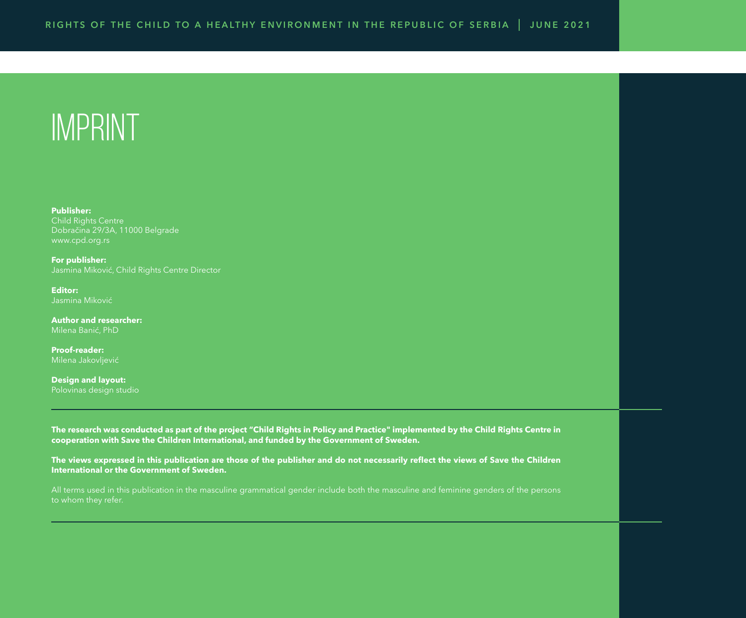# IMPRINT

**Publisher:**
Child Rights Centre
Dobračina 29/3A, 11000 Belgrade
www.cpd.org.rs

**For publisher:**
Jasmina Miković, Child Rights Centre Director

**Editor:**
Jasmina Miković

**Author and researcher:**
Milena Banić, PhD

**Proof-reader:**
Milena Jakovljević

**Design and layout:**
Polovinas design studio

---

**The research was conducted as part of the project "Child Rights in Policy and Practice" implemented by the Child Rights Centre in cooperation with Save the Children International, and funded by the Government of Sweden.**

**The views expressed in this publication are those of the publisher and do not necessarily reflect the views of Save the Children International or the Government of Sweden.**

All terms used in this publication in the masculine grammatical gender include both the masculine and feminine genders of the persons to whom they refer.

---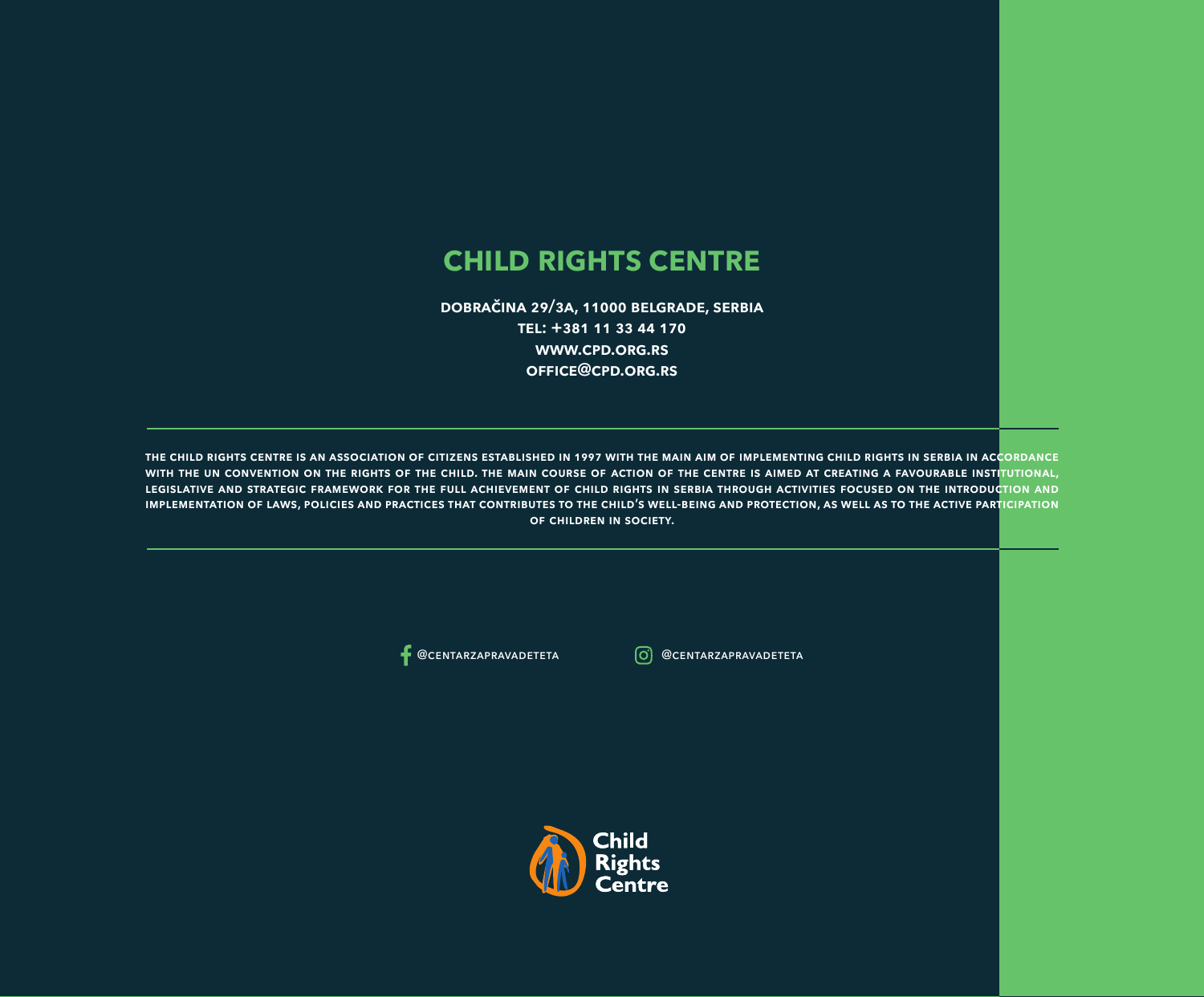# CHILD RIGHTS CENTRE

**DOBRAČINA 29/3A, 11000 BELGRADE, SERBIA**
**TEL: +381 11 33 44 170**
**WWW.CPD.ORG.RS**
**OFFICE@CPD.ORG.RS**

---

**THE CHILD RIGHTS CENTRE IS AN ASSOCIATION OF CITIZENS ESTABLISHED IN 1997 WITH THE MAIN AIM OF IMPLEMENTING CHILD RIGHTS IN SERBIA IN ACCORDANCE WITH THE UN CONVENTION ON THE RIGHTS OF THE CHILD. THE MAIN COURSE OF ACTION OF THE CENTRE IS AIMED AT CREATING A FAVOURABLE INSTITUTIONAL, LEGISLATIVE AND STRATEGIC FRAMEWORK FOR THE FULL ACHIEVEMENT OF CHILD RIGHTS IN SERBIA THROUGH ACTIVITIES FOCUSED ON THE INTRODUCTION AND IMPLEMENTATION OF LAWS, POLICIES AND PRACTICES THAT CONTRIBUTES TO THE CHILD'S WELL-BEING AND PROTECTION, AS WELL AS TO THE ACTIVE PARTICIPATION OF CHILDREN IN SOCIETY.**

---

@CENTARZAPRAVADETETA

@CENTARZAPRAVADETETA

Child Rights Centre